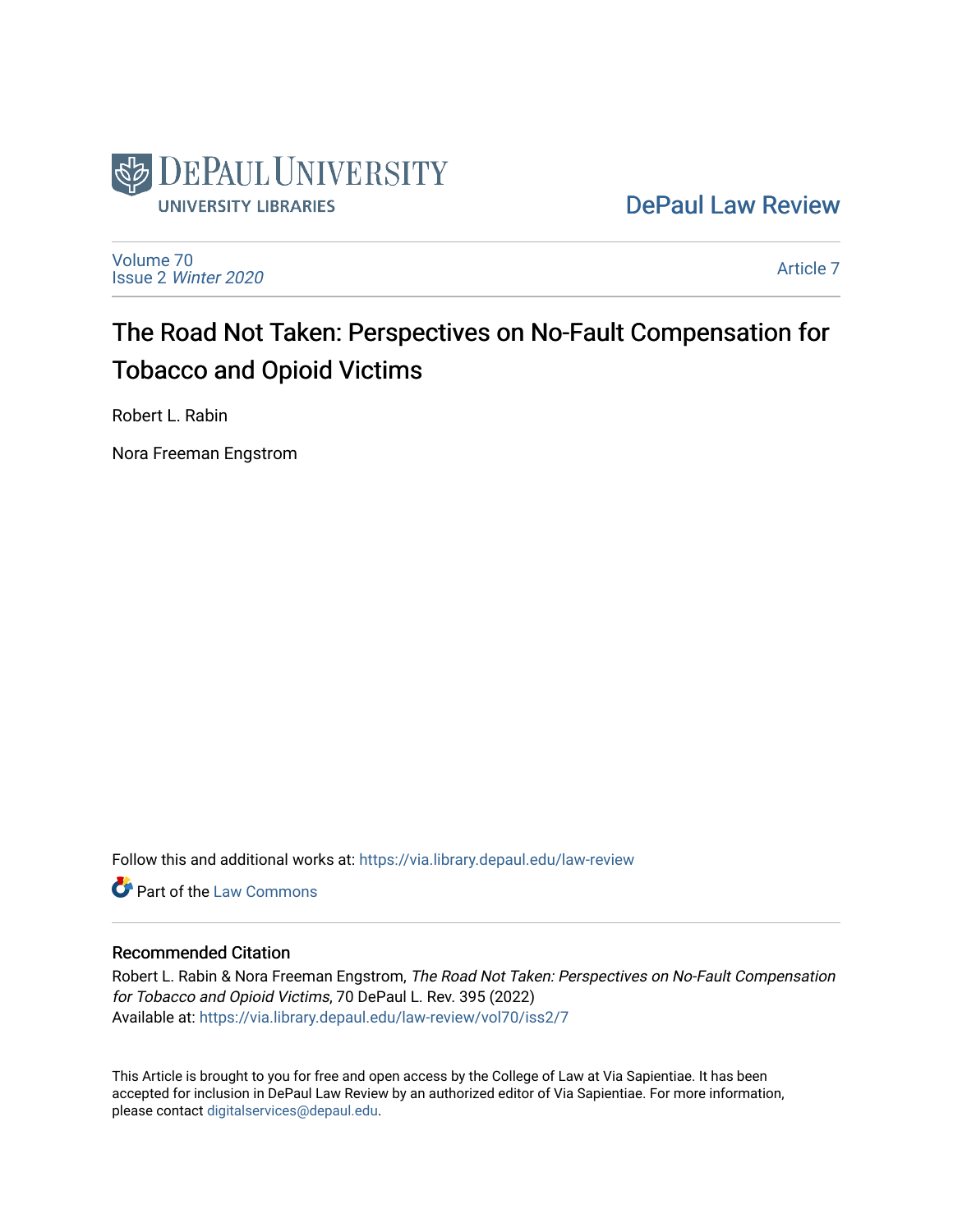DePaul University Libraries

DePaul Law Review

Volume 70
Issue 2 *Winter 2020*

Article 7

# The Road Not Taken: Perspectives on No-Fault Compensation for Tobacco and Opioid Victims

Robert L. Rabin

Nora Freeman Engstrom

Follow this and additional works at: https://via.library.depaul.edu/law-review

Part of the Law Commons

## Recommended Citation

Robert L. Rabin & Nora Freeman Engstrom, *The Road Not Taken: Perspectives on No-Fault Compensation for Tobacco and Opioid Victims*, 70 DePaul L. Rev. 395 (2022)
Available at: https://via.library.depaul.edu/law-review/vol70/iss2/7

This Article is brought to you for free and open access by the College of Law at Via Sapientiae. It has been accepted for inclusion in DePaul Law Review by an authorized editor of Via Sapientiae. For more information, please contact digitalservices@depaul.edu.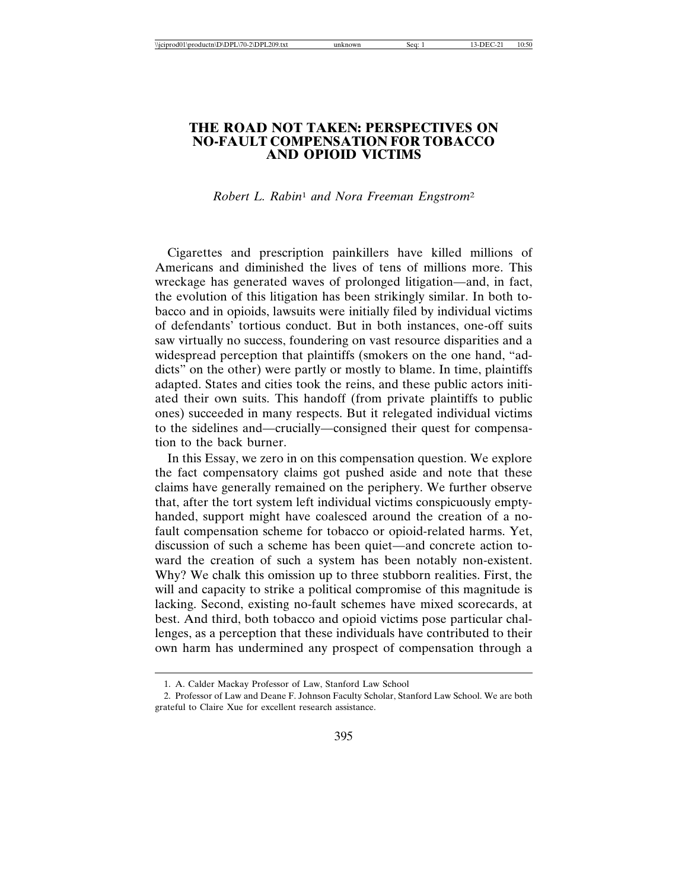# THE ROAD NOT TAKEN: PERSPECTIVES ON NO-FAULT COMPENSATION FOR TOBACCO AND OPIOID VICTIMS

*Robert L. Rabin*[1] *and Nora Freeman Engstrom*[2]

Cigarettes and prescription painkillers have killed millions of Americans and diminished the lives of tens of millions more. This wreckage has generated waves of prolonged litigation—and, in fact, the evolution of this litigation has been strikingly similar. In both tobacco and in opioids, lawsuits were initially filed by individual victims of defendants' tortious conduct. But in both instances, one-off suits saw virtually no success, foundering on vast resource disparities and a widespread perception that plaintiffs (smokers on the one hand, "addicts" on the other) were partly or mostly to blame. In time, plaintiffs adapted. States and cities took the reins, and these public actors initiated their own suits. This handoff (from private plaintiffs to public ones) succeeded in many respects. But it relegated individual victims to the sidelines and—crucially—consigned their quest for compensation to the back burner.

In this Essay, we zero in on this compensation question. We explore the fact compensatory claims got pushed aside and note that these claims have generally remained on the periphery. We further observe that, after the tort system left individual victims conspicuously empty-handed, support might have coalesced around the creation of a no-fault compensation scheme for tobacco or opioid-related harms. Yet, discussion of such a scheme has been quiet—and concrete action toward the creation of such a system has been notably non-existent. Why? We chalk this omission up to three stubborn realities. First, the will and capacity to strike a political compromise of this magnitude is lacking. Second, existing no-fault schemes have mixed scorecards, at best. And third, both tobacco and opioid victims pose particular challenges, as a perception that these individuals have contributed to their own harm has undermined any prospect of compensation through a

---

1. A. Calder Mackay Professor of Law, Stanford Law School

2. Professor of Law and Deane F. Johnson Faculty Scholar, Stanford Law School. We are both grateful to Claire Xue for excellent research assistance.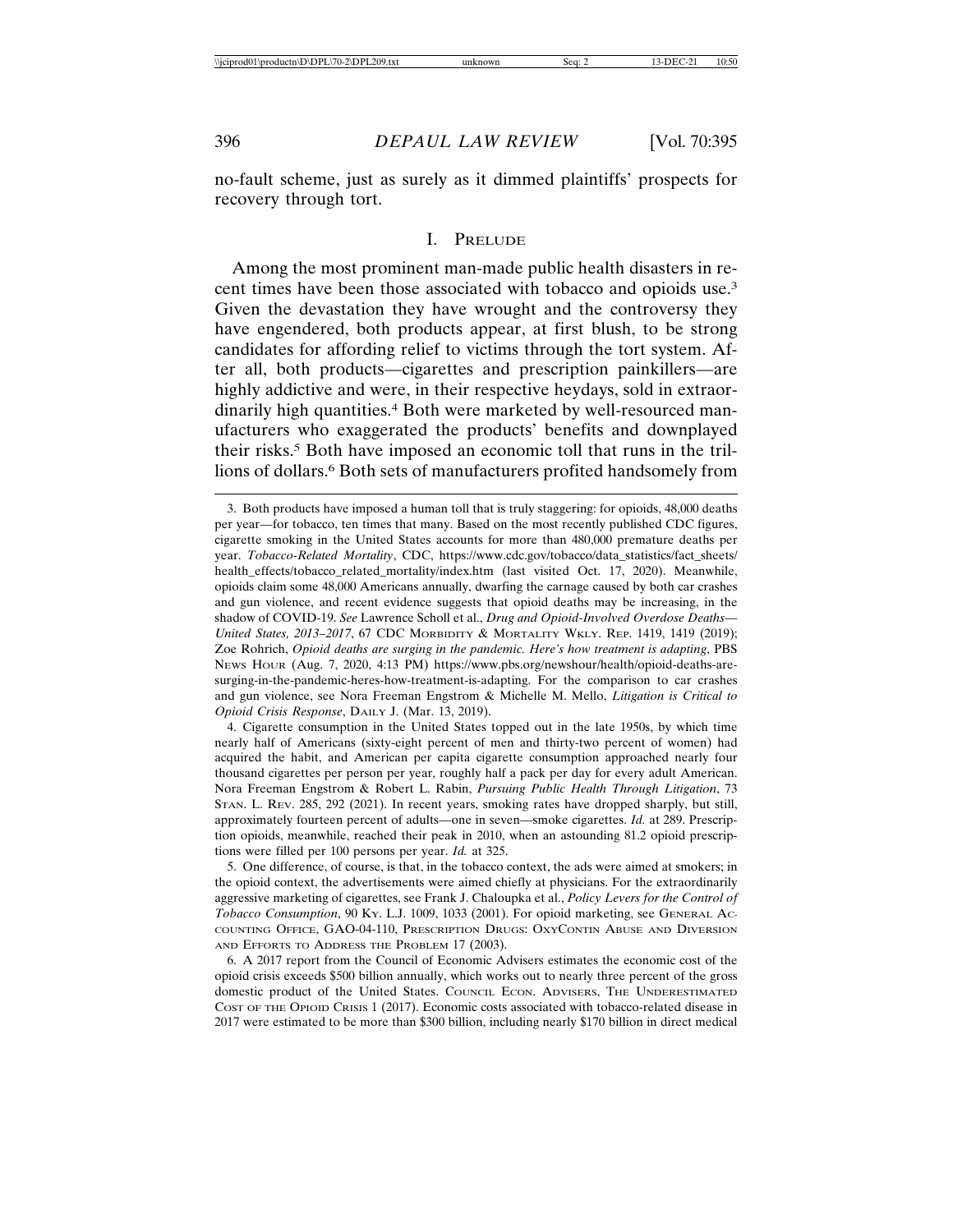no-fault scheme, just as surely as it dimmed plaintiffs' prospects for recovery through tort.

## I. PRELUDE

Among the most prominent man-made public health disasters in recent times have been those associated with tobacco and opioids use.[3] Given the devastation they have wrought and the controversy they have engendered, both products appear, at first blush, to be strong candidates for affording relief to victims through the tort system. After all, both products—cigarettes and prescription painkillers—are highly addictive and were, in their respective heydays, sold in extraordinarily high quantities.[4] Both were marketed by well-resourced manufacturers who exaggerated the products' benefits and downplayed their risks.[5] Both have imposed an economic toll that runs in the trillions of dollars.[6] Both sets of manufacturers profited handsomely from

---

3. Both products have imposed a human toll that is truly staggering: for opioids, 48,000 deaths per year—for tobacco, ten times that many. Based on the most recently published CDC figures, cigarette smoking in the United States accounts for more than 480,000 premature deaths per year. *Tobacco-Related Mortality*, CDC, https://www.cdc.gov/tobacco/data_statistics/fact_sheets/health_effects/tobacco_related_mortality/index.htm (last visited Oct. 17, 2020). Meanwhile, opioids claim some 48,000 Americans annually, dwarfing the carnage caused by both car crashes and gun violence, and recent evidence suggests that opioid deaths may be increasing, in the shadow of COVID-19. *See* Lawrence Scholl et al., *Drug and Opioid-Involved Overdose Deaths—United States, 2013–2017*, 67 CDC MORBIDITY & MORTALITY WKLY. REP. 1419, 1419 (2019); Zoe Rohrich, *Opioid deaths are surging in the pandemic. Here's how treatment is adapting*, PBS NEWS HOUR (Aug. 7, 2020, 4:13 PM) https://www.pbs.org/newshour/health/opioid-deaths-are-surging-in-the-pandemic-heres-how-treatment-is-adapting. For the comparison to car crashes and gun violence, see Nora Freeman Engstrom & Michelle M. Mello, *Litigation is Critical to Opioid Crisis Response*, DAILY J. (Mar. 13, 2019).

4. Cigarette consumption in the United States topped out in the late 1950s, by which time nearly half of Americans (sixty-eight percent of men and thirty-two percent of women) had acquired the habit, and American per capita cigarette consumption approached nearly four thousand cigarettes per person per year, roughly half a pack per day for every adult American. Nora Freeman Engstrom & Robert L. Rabin, *Pursuing Public Health Through Litigation*, 73 STAN. L. REV. 285, 292 (2021). In recent years, smoking rates have dropped sharply, but still, approximately fourteen percent of adults—one in seven—smoke cigarettes. *Id.* at 289. Prescription opioids, meanwhile, reached their peak in 2010, when an astounding 81.2 opioid prescriptions were filled per 100 persons per year. *Id.* at 325.

5. One difference, of course, is that, in the tobacco context, the ads were aimed at smokers; in the opioid context, the advertisements were aimed chiefly at physicians. For the extraordinarily aggressive marketing of cigarettes, see Frank J. Chaloupka et al., *Policy Levers for the Control of Tobacco Consumption*, 90 KY. L.J. 1009, 1033 (2001). For opioid marketing, see GENERAL ACCOUNTING OFFICE, GAO-04-110, PRESCRIPTION DRUGS: OXYCONTIN ABUSE AND DIVERSION AND EFFORTS TO ADDRESS THE PROBLEM 17 (2003).

6. A 2017 report from the Council of Economic Advisers estimates the economic cost of the opioid crisis exceeds $500 billion annually, which works out to nearly three percent of the gross domestic product of the United States. COUNCIL ECON. ADVISERS, THE UNDERESTIMATED COST OF THE OPIOID CRISIS 1 (2017). Economic costs associated with tobacco-related disease in 2017 were estimated to be more than $300 billion, including nearly $170 billion in direct medical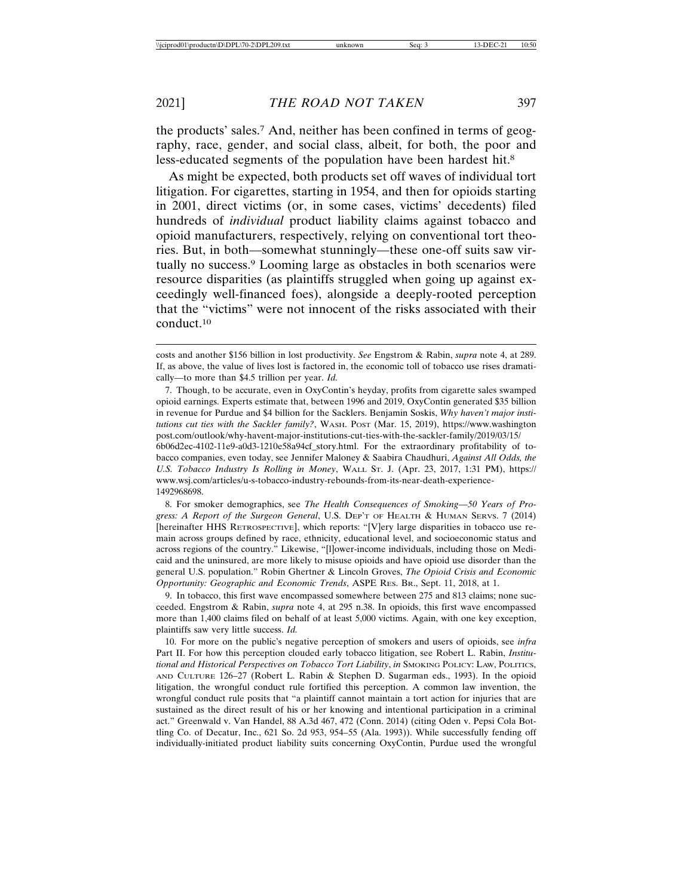the products' sales.[7] And, neither has been confined in terms of geography, race, gender, and social class, albeit, for both, the poor and less-educated segments of the population have been hardest hit.[8]

As might be expected, both products set off waves of individual tort litigation. For cigarettes, starting in 1954, and then for opioids starting in 2001, direct victims (or, in some cases, victims' decedents) filed hundreds of *individual* product liability claims against tobacco and opioid manufacturers, respectively, relying on conventional tort theories. But, in both—somewhat stunningly—these one-off suits saw virtually no success.[9] Looming large as obstacles in both scenarios were resource disparities (as plaintiffs struggled when going up against exceedingly well-financed foes), alongside a deeply-rooted perception that the "victims" were not innocent of the risks associated with their conduct.[10]

---

costs and another $156 billion in lost productivity. *See* Engstrom & Rabin, *supra* note 4, at 289. If, as above, the value of lives lost is factored in, the economic toll of tobacco use rises dramatically—to more than $4.5 trillion per year. *Id.*

7. Though, to be accurate, even in OxyContin's heyday, profits from cigarette sales swamped opioid earnings. Experts estimate that, between 1996 and 2019, OxyContin generated $35 billion in revenue for Purdue and $4 billion for the Sacklers. Benjamin Soskis, *Why haven't major institutions cut ties with the Sackler family?*, WASH. POST (Mar. 15, 2019), https://www.washingtonpost.com/outlook/why-havent-major-institutions-cut-ties-with-the-sackler-family/2019/03/15/6b06d2ec-4102-11e9-a0d3-1210e58a94cf_story.html. For the extraordinary profitability of tobacco companies, even today, see Jennifer Maloney & Saabira Chaudhuri, *Against All Odds, the U.S. Tobacco Industry Is Rolling in Money*, WALL ST. J. (Apr. 23, 2017, 1:31 PM), https://www.wsj.com/articles/u-s-tobacco-industry-rebounds-from-its-near-death-experience-1492968698.

8. For smoker demographics, see *The Health Consequences of Smoking—50 Years of Progress: A Report of the Surgeon General*, U.S. DEP'T OF HEALTH & HUMAN SERVS. 7 (2014) [hereinafter HHS RETROSPECTIVE], which reports: "[V]ery large disparities in tobacco use remain across groups defined by race, ethnicity, educational level, and socioeconomic status and across regions of the country." Likewise, "[l]ower-income individuals, including those on Medicaid and the uninsured, are more likely to misuse opioids and have opioid use disorder than the general U.S. population." Robin Ghertner & Lincoln Groves, *The Opioid Crisis and Economic Opportunity: Geographic and Economic Trends*, ASPE RES. BR., Sept. 11, 2018, at 1.

9. In tobacco, this first wave encompassed somewhere between 275 and 813 claims; none succeeded. Engstrom & Rabin, *supra* note 4, at 295 n.38. In opioids, this first wave encompassed more than 1,400 claims filed on behalf of at least 5,000 victims. Again, with one key exception, plaintiffs saw very little success. *Id.*

10. For more on the public's negative perception of smokers and users of opioids, see *infra* Part II. For how this perception clouded early tobacco litigation, see Robert L. Rabin, *Institutional and Historical Perspectives on Tobacco Tort Liability*, *in* SMOKING POLICY: LAW, POLITICS, AND CULTURE 126–27 (Robert L. Rabin & Stephen D. Sugarman eds., 1993). In the opioid litigation, the wrongful conduct rule fortified this perception. A common law invention, the wrongful conduct rule posits that "a plaintiff cannot maintain a tort action for injuries that are sustained as the direct result of his or her knowing and intentional participation in a criminal act." Greenwald v. Van Handel, 88 A.3d 467, 472 (Conn. 2014) (citing Oden v. Pepsi Cola Bottling Co. of Decatur, Inc., 621 So. 2d 953, 954–55 (Ala. 1993)). While successfully fending off individually-initiated product liability suits concerning OxyContin, Purdue used the wrongful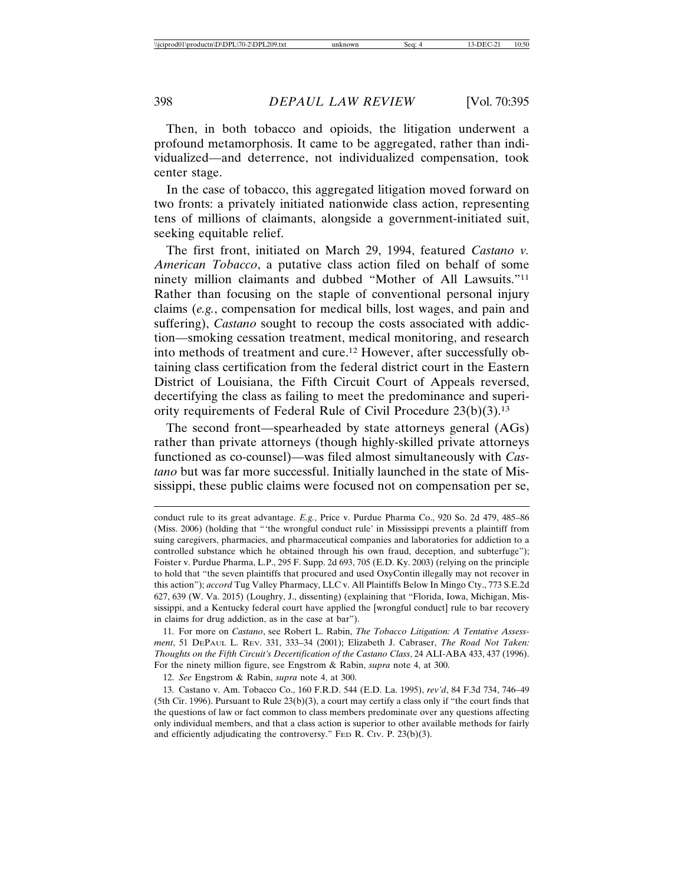Then, in both tobacco and opioids, the litigation underwent a profound metamorphosis. It came to be aggregated, rather than individualized—and deterrence, not individualized compensation, took center stage.

In the case of tobacco, this aggregated litigation moved forward on two fronts: a privately initiated nationwide class action, representing tens of millions of claimants, alongside a government-initiated suit, seeking equitable relief.

The first front, initiated on March 29, 1994, featured *Castano v. American Tobacco*, a putative class action filed on behalf of some ninety million claimants and dubbed "Mother of All Lawsuits."[11] Rather than focusing on the staple of conventional personal injury claims (*e.g.*, compensation for medical bills, lost wages, and pain and suffering), *Castano* sought to recoup the costs associated with addiction—smoking cessation treatment, medical monitoring, and research into methods of treatment and cure.[12] However, after successfully obtaining class certification from the federal district court in the Eastern District of Louisiana, the Fifth Circuit Court of Appeals reversed, decertifying the class as failing to meet the predominance and superiority requirements of Federal Rule of Civil Procedure 23(b)(3).[13]

The second front—spearheaded by state attorneys general (AGs) rather than private attorneys (though highly-skilled private attorneys functioned as co-counsel)—was filed almost simultaneously with *Castano* but was far more successful. Initially launched in the state of Mississippi, these public claims were focused not on compensation per se,

---

conduct rule to its great advantage. *E.g.*, Price v. Purdue Pharma Co., 920 So. 2d 479, 485–86 (Miss. 2006) (holding that "'the wrongful conduct rule' in Mississippi prevents a plaintiff from suing caregivers, pharmacies, and pharmaceutical companies and laboratories for addiction to a controlled substance which he obtained through his own fraud, deception, and subterfuge"); Foister v. Purdue Pharma, L.P., 295 F. Supp. 2d 693, 705 (E.D. Ky. 2003) (relying on the principle to hold that "the seven plaintiffs that procured and used OxyContin illegally may not recover in this action"); *accord* Tug Valley Pharmacy, LLC v. All Plaintiffs Below In Mingo Cty., 773 S.E.2d 627, 639 (W. Va. 2015) (Loughry, J., dissenting) (explaining that "Florida, Iowa, Michigan, Mississippi, and a Kentucky federal court have applied the [wrongful conduct] rule to bar recovery in claims for drug addiction, as in the case at bar").

11. For more on *Castano*, see Robert L. Rabin, *The Tobacco Litigation: A Tentative Assessment*, 51 DePaul L. Rev. 331, 333–34 (2001); Elizabeth J. Cabraser, *The Road Not Taken: Thoughts on the Fifth Circuit's Decertification of the Castano Class*, 24 ALI-ABA 433, 437 (1996). For the ninety million figure, see Engstrom & Rabin, *supra* note 4, at 300.

12. *See* Engstrom & Rabin, *supra* note 4, at 300.

13. Castano v. Am. Tobacco Co., 160 F.R.D. 544 (E.D. La. 1995), *rev'd*, 84 F.3d 734, 746–49 (5th Cir. 1996). Pursuant to Rule 23(b)(3), a court may certify a class only if "the court finds that the questions of law or fact common to class members predominate over any questions affecting only individual members, and that a class action is superior to other available methods for fairly and efficiently adjudicating the controversy." Fed R. Civ. P. 23(b)(3).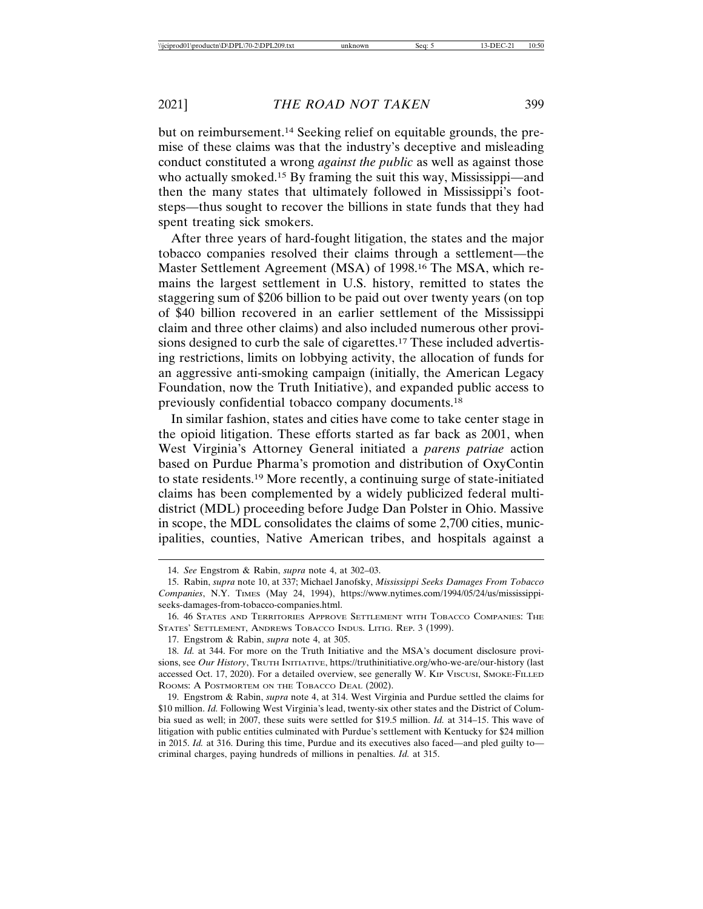but on reimbursement.[14] Seeking relief on equitable grounds, the premise of these claims was that the industry's deceptive and misleading conduct constituted a wrong *against the public* as well as against those who actually smoked.[15] By framing the suit this way, Mississippi—and then the many states that ultimately followed in Mississippi's footsteps—thus sought to recover the billions in state funds that they had spent treating sick smokers.

After three years of hard-fought litigation, the states and the major tobacco companies resolved their claims through a settlement—the Master Settlement Agreement (MSA) of 1998.[16] The MSA, which remains the largest settlement in U.S. history, remitted to states the staggering sum of $206 billion to be paid out over twenty years (on top of $40 billion recovered in an earlier settlement of the Mississippi claim and three other claims) and also included numerous other provisions designed to curb the sale of cigarettes.[17] These included advertising restrictions, limits on lobbying activity, the allocation of funds for an aggressive anti-smoking campaign (initially, the American Legacy Foundation, now the Truth Initiative), and expanded public access to previously confidential tobacco company documents.[18]

In similar fashion, states and cities have come to take center stage in the opioid litigation. These efforts started as far back as 2001, when West Virginia's Attorney General initiated a *parens patriae* action based on Purdue Pharma's promotion and distribution of OxyContin to state residents.[19] More recently, a continuing surge of state-initiated claims has been complemented by a widely publicized federal multidistrict (MDL) proceeding before Judge Dan Polster in Ohio. Massive in scope, the MDL consolidates the claims of some 2,700 cities, municipalities, counties, Native American tribes, and hospitals against a

---

14. *See* Engstrom & Rabin, *supra* note 4, at 302–03.

15. Rabin, *supra* note 10, at 337; Michael Janofsky, *Mississippi Seeks Damages From Tobacco Companies*, N.Y. TIMES (May 24, 1994), https://www.nytimes.com/1994/05/24/us/mississippi-seeks-damages-from-tobacco-companies.html.

16. 46 STATES AND TERRITORIES APPROVE SETTLEMENT WITH TOBACCO COMPANIES: THE STATES' SETTLEMENT, ANDREWS TOBACCO INDUS. LITIG. REP. 3 (1999).

17. Engstrom & Rabin, *supra* note 4, at 305.

18. *Id.* at 344. For more on the Truth Initiative and the MSA's document disclosure provisions, see *Our History*, TRUTH INITIATIVE, https://truthinitiative.org/who-we-are/our-history (last accessed Oct. 17, 2020). For a detailed overview, see generally W. KIP VISCUSI, SMOKE-FILLED ROOMS: A POSTMORTEM ON THE TOBACCO DEAL (2002).

19. Engstrom & Rabin, *supra* note 4, at 314. West Virginia and Purdue settled the claims for $10 million. *Id.* Following West Virginia's lead, twenty-six other states and the District of Columbia sued as well; in 2007, these suits were settled for $19.5 million. *Id.* at 314–15. This wave of litigation with public entities culminated with Purdue's settlement with Kentucky for $24 million in 2015. *Id.* at 316. During this time, Purdue and its executives also faced—and pled guilty to—criminal charges, paying hundreds of millions in penalties. *Id.* at 315.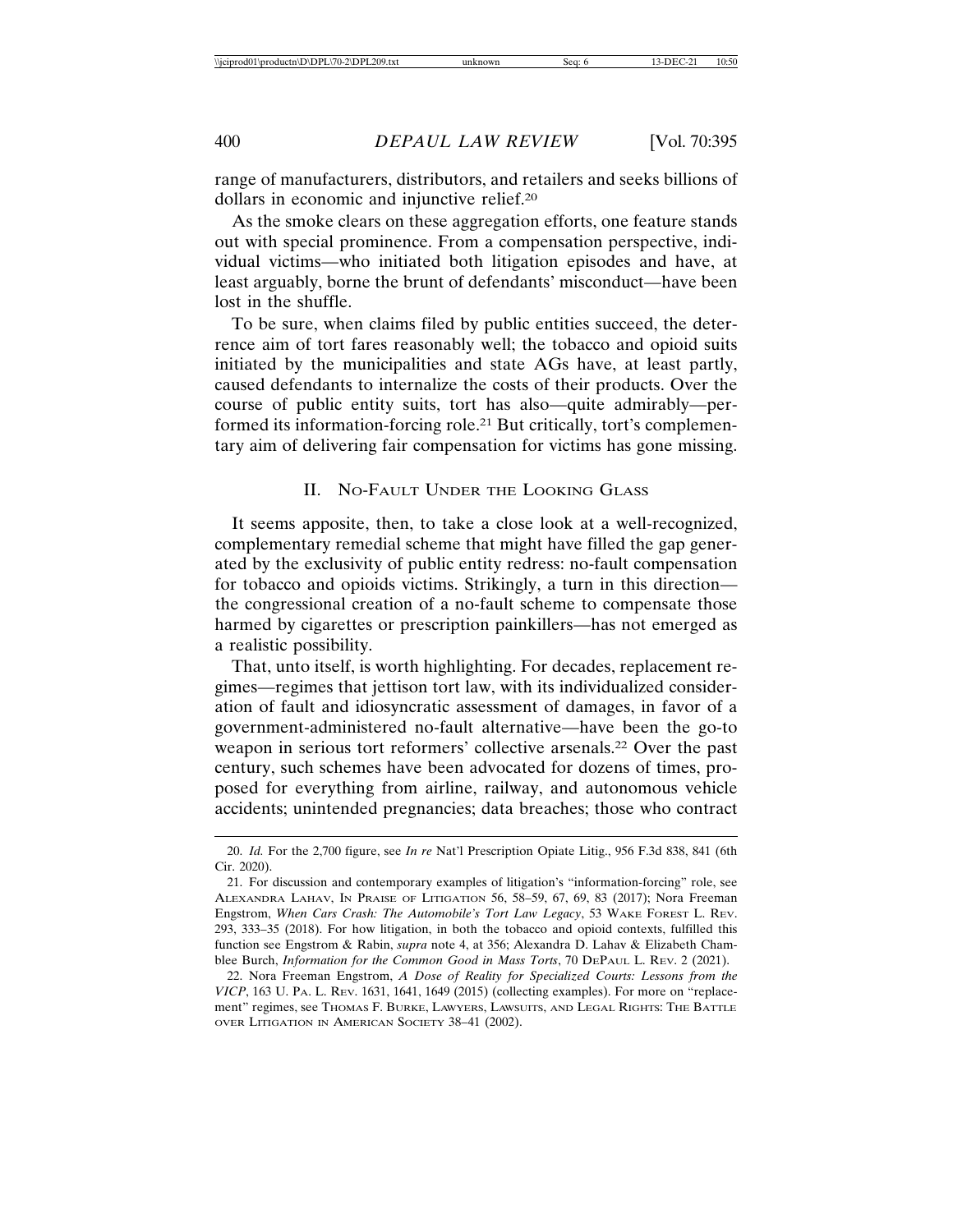range of manufacturers, distributors, and retailers and seeks billions of dollars in economic and injunctive relief.[20]

As the smoke clears on these aggregation efforts, one feature stands out with special prominence. From a compensation perspective, individual victims—who initiated both litigation episodes and have, at least arguably, borne the brunt of defendants' misconduct—have been lost in the shuffle.

To be sure, when claims filed by public entities succeed, the deterrence aim of tort fares reasonably well; the tobacco and opioid suits initiated by the municipalities and state AGs have, at least partly, caused defendants to internalize the costs of their products. Over the course of public entity suits, tort has also—quite admirably—performed its information-forcing role.[21] But critically, tort's complementary aim of delivering fair compensation for victims has gone missing.

## II. No-Fault Under the Looking Glass

It seems apposite, then, to take a close look at a well-recognized, complementary remedial scheme that might have filled the gap generated by the exclusivity of public entity redress: no-fault compensation for tobacco and opioids victims. Strikingly, a turn in this direction—the congressional creation of a no-fault scheme to compensate those harmed by cigarettes or prescription painkillers—has not emerged as a realistic possibility.

That, unto itself, is worth highlighting. For decades, replacement regimes—regimes that jettison tort law, with its individualized consideration of fault and idiosyncratic assessment of damages, in favor of a government-administered no-fault alternative—have been the go-to weapon in serious tort reformers' collective arsenals.[22] Over the past century, such schemes have been advocated for dozens of times, proposed for everything from airline, railway, and autonomous vehicle accidents; unintended pregnancies; data breaches; those who contract

---

20. *Id.* For the 2,700 figure, see *In re* Nat'l Prescription Opiate Litig., 956 F.3d 838, 841 (6th Cir. 2020).

21. For discussion and contemporary examples of litigation's "information-forcing" role, see Alexandra Lahav, In Praise of Litigation 56, 58–59, 67, 69, 83 (2017); Nora Freeman Engstrom, *When Cars Crash: The Automobile's Tort Law Legacy*, 53 Wake Forest L. Rev. 293, 333–35 (2018). For how litigation, in both the tobacco and opioid contexts, fulfilled this function see Engstrom & Rabin, *supra* note 4, at 356; Alexandra D. Lahav & Elizabeth Chamblee Burch, *Information for the Common Good in Mass Torts*, 70 DePaul L. Rev. 2 (2021).

22. Nora Freeman Engstrom, *A Dose of Reality for Specialized Courts: Lessons from the VICP*, 163 U. Pa. L. Rev. 1631, 1641, 1649 (2015) (collecting examples). For more on "replacement" regimes, see Thomas F. Burke, Lawyers, Lawsuits, and Legal Rights: The Battle over Litigation in American Society 38–41 (2002).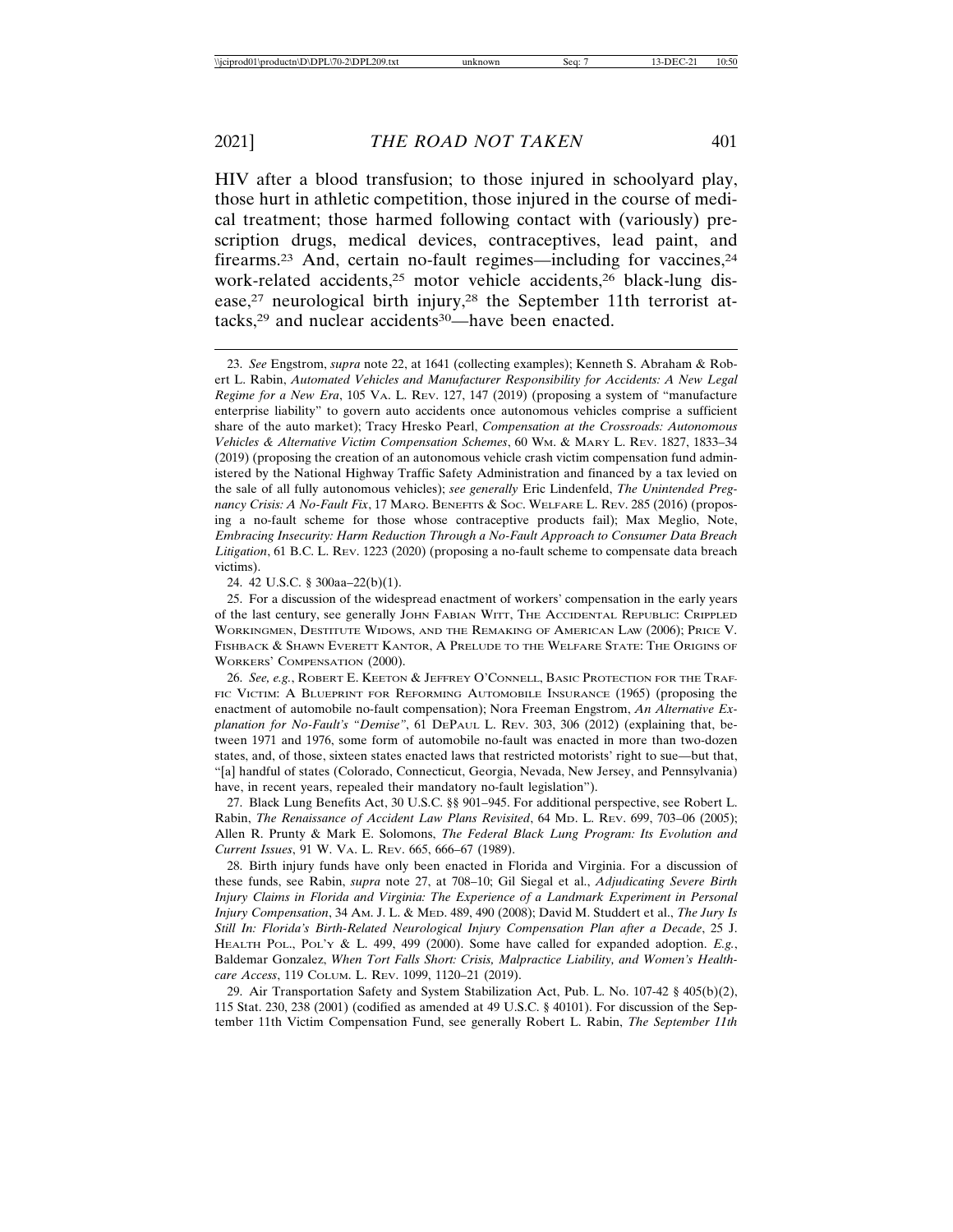HIV after a blood transfusion; to those injured in schoolyard play, those hurt in athletic competition, those injured in the course of medical treatment; those harmed following contact with (variously) prescription drugs, medical devices, contraceptives, lead paint, and firearms.[23] And, certain no-fault regimes—including for vaccines,[24] work-related accidents,[25] motor vehicle accidents,[26] black-lung disease,[27] neurological birth injury,[28] the September 11th terrorist attacks,[29] and nuclear accidents[30]—have been enacted.

---

23. *See* Engstrom, *supra* note 22, at 1641 (collecting examples); Kenneth S. Abraham & Robert L. Rabin, *Automated Vehicles and Manufacturer Responsibility for Accidents: A New Legal Regime for a New Era*, 105 VA. L. REV. 127, 147 (2019) (proposing a system of "manufacture enterprise liability" to govern auto accidents once autonomous vehicles comprise a sufficient share of the auto market); Tracy Hresko Pearl, *Compensation at the Crossroads: Autonomous Vehicles & Alternative Victim Compensation Schemes*, 60 WM. & MARY L. REV. 1827, 1833–34 (2019) (proposing the creation of an autonomous vehicle crash victim compensation fund administered by the National Highway Traffic Safety Administration and financed by a tax levied on the sale of all fully autonomous vehicles); *see generally* Eric Lindenfeld, *The Unintended Pregnancy Crisis: A No-Fault Fix*, 17 MARQ. BENEFITS & SOC. WELFARE L. REV. 285 (2016) (proposing a no-fault scheme for those whose contraceptive products fail); Max Meglio, Note, *Embracing Insecurity: Harm Reduction Through a No-Fault Approach to Consumer Data Breach Litigation*, 61 B.C. L. REV. 1223 (2020) (proposing a no-fault scheme to compensate data breach victims).

24. 42 U.S.C. § 300aa–22(b)(1).

25. For a discussion of the widespread enactment of workers' compensation in the early years of the last century, see generally JOHN FABIAN WITT, THE ACCIDENTAL REPUBLIC: CRIPPLED WORKINGMEN, DESTITUTE WIDOWS, AND THE REMAKING OF AMERICAN LAW (2006); PRICE V. FISHBACK & SHAWN EVERETT KANTOR, A PRELUDE TO THE WELFARE STATE: THE ORIGINS OF WORKERS' COMPENSATION (2000).

26. *See, e.g.*, ROBERT E. KEETON & JEFFREY O'CONNELL, BASIC PROTECTION FOR THE TRAFFIC VICTIM: A BLUEPRINT FOR REFORMING AUTOMOBILE INSURANCE (1965) (proposing the enactment of automobile no-fault compensation); Nora Freeman Engstrom, *An Alternative Explanation for No-Fault's "Demise"*, 61 DEPAUL L. REV. 303, 306 (2012) (explaining that, between 1971 and 1976, some form of automobile no-fault was enacted in more than two-dozen states, and, of those, sixteen states enacted laws that restricted motorists' right to sue—but that, "[a] handful of states (Colorado, Connecticut, Georgia, Nevada, New Jersey, and Pennsylvania) have, in recent years, repealed their mandatory no-fault legislation").

27. Black Lung Benefits Act, 30 U.S.C. §§ 901–945. For additional perspective, see Robert L. Rabin, *The Renaissance of Accident Law Plans Revisited*, 64 MD. L. REV. 699, 703–06 (2005); Allen R. Prunty & Mark E. Solomons, *The Federal Black Lung Program: Its Evolution and Current Issues*, 91 W. VA. L. REV. 665, 666–67 (1989).

28. Birth injury funds have only been enacted in Florida and Virginia. For a discussion of these funds, see Rabin, *supra* note 27, at 708–10; Gil Siegal et al., *Adjudicating Severe Birth Injury Claims in Florida and Virginia: The Experience of a Landmark Experiment in Personal Injury Compensation*, 34 AM. J. L. & MED. 489, 490 (2008); David M. Studdert et al., *The Jury Is Still In: Florida's Birth-Related Neurological Injury Compensation Plan after a Decade*, 25 J. HEALTH POL., POL'Y & L. 499, 499 (2000). Some have called for expanded adoption. *E.g.*, Baldemar Gonzalez, *When Tort Falls Short: Crisis, Malpractice Liability, and Women's Healthcare Access*, 119 COLUM. L. REV. 1099, 1120–21 (2019).

29. Air Transportation Safety and System Stabilization Act, Pub. L. No. 107-42 § 405(b)(2), 115 Stat. 230, 238 (2001) (codified as amended at 49 U.S.C. § 40101). For discussion of the September 11th Victim Compensation Fund, see generally Robert L. Rabin, *The September 11th*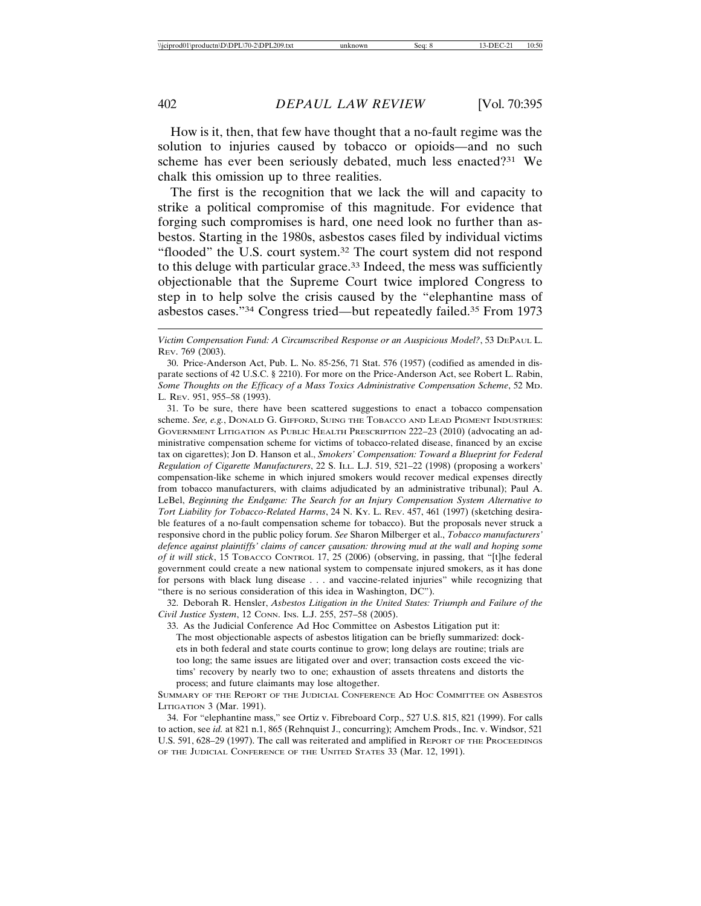How is it, then, that few have thought that a no-fault regime was the solution to injuries caused by tobacco or opioids—and no such scheme has ever been seriously debated, much less enacted?[31] We chalk this omission up to three realities.

The first is the recognition that we lack the will and capacity to strike a political compromise of this magnitude. For evidence that forging such compromises is hard, one need look no further than asbestos. Starting in the 1980s, asbestos cases filed by individual victims "flooded" the U.S. court system.[32] The court system did not respond to this deluge with particular grace.[33] Indeed, the mess was sufficiently objectionable that the Supreme Court twice implored Congress to step in to help solve the crisis caused by the "elephantine mass of asbestos cases."[34] Congress tried—but repeatedly failed.[35] From 1973

---

*Victim Compensation Fund: A Circumscribed Response or an Auspicious Model?*, 53 DePaul L. Rev. 769 (2003).

30. Price-Anderson Act, Pub. L. No. 85-256, 71 Stat. 576 (1957) (codified as amended in disparate sections of 42 U.S.C. § 2210). For more on the Price-Anderson Act, see Robert L. Rabin, *Some Thoughts on the Efficacy of a Mass Toxics Administrative Compensation Scheme*, 52 Md. L. Rev. 951, 955–58 (1993).

31. To be sure, there have been scattered suggestions to enact a tobacco compensation scheme. *See, e.g.*, Donald G. Gifford, Suing the Tobacco and Lead Pigment Industries: Government Litigation as Public Health Prescription 222–23 (2010) (advocating an administrative compensation scheme for victims of tobacco-related disease, financed by an excise tax on cigarettes); Jon D. Hanson et al., *Smokers' Compensation: Toward a Blueprint for Federal Regulation of Cigarette Manufacturers*, 22 S. Ill. L.J. 519, 521–22 (1998) (proposing a workers' compensation-like scheme in which injured smokers would recover medical expenses directly from tobacco manufacturers, with claims adjudicated by an administrative tribunal); Paul A. LeBel, *Beginning the Endgame: The Search for an Injury Compensation System Alternative to Tort Liability for Tobacco-Related Harms*, 24 N. Ky. L. Rev. 457, 461 (1997) (sketching desirable features of a no-fault compensation scheme for tobacco). But the proposals never struck a responsive chord in the public policy forum. *See* Sharon Milberger et al., *Tobacco manufacturers' defence against plaintiffs' claims of cancer çausation: throwing mud at the wall and hoping some of it will stick*, 15 Tobacco Control 17, 25 (2006) (observing, in passing, that "[t]he federal government could create a new national system to compensate injured smokers, as it has done for persons with black lung disease . . . and vaccine-related injuries" while recognizing that "there is no serious consideration of this idea in Washington, DC").

32. Deborah R. Hensler, *Asbestos Litigation in the United States: Triumph and Failure of the Civil Justice System*, 12 Conn. Ins. L.J. 255, 257–58 (2005).

33. As the Judicial Conference Ad Hoc Committee on Asbestos Litigation put it:

> The most objectionable aspects of asbestos litigation can be briefly summarized: dockets in both federal and state courts continue to grow; long delays are routine; trials are too long; the same issues are litigated over and over; transaction costs exceed the victims' recovery by nearly two to one; exhaustion of assets threatens and distorts the process; and future claimants may lose altogether.

Summary of the Report of the Judicial Conference Ad Hoc Committee on Asbestos Litigation 3 (Mar. 1991).

34. For "elephantine mass," see Ortiz v. Fibreboard Corp., 527 U.S. 815, 821 (1999). For calls to action, see *id.* at 821 n.1, 865 (Rehnquist J., concurring); Amchem Prods., Inc. v. Windsor, 521 U.S. 591, 628–29 (1997). The call was reiterated and amplified in Report of the Proceedings of the Judicial Conference of the United States 33 (Mar. 12, 1991).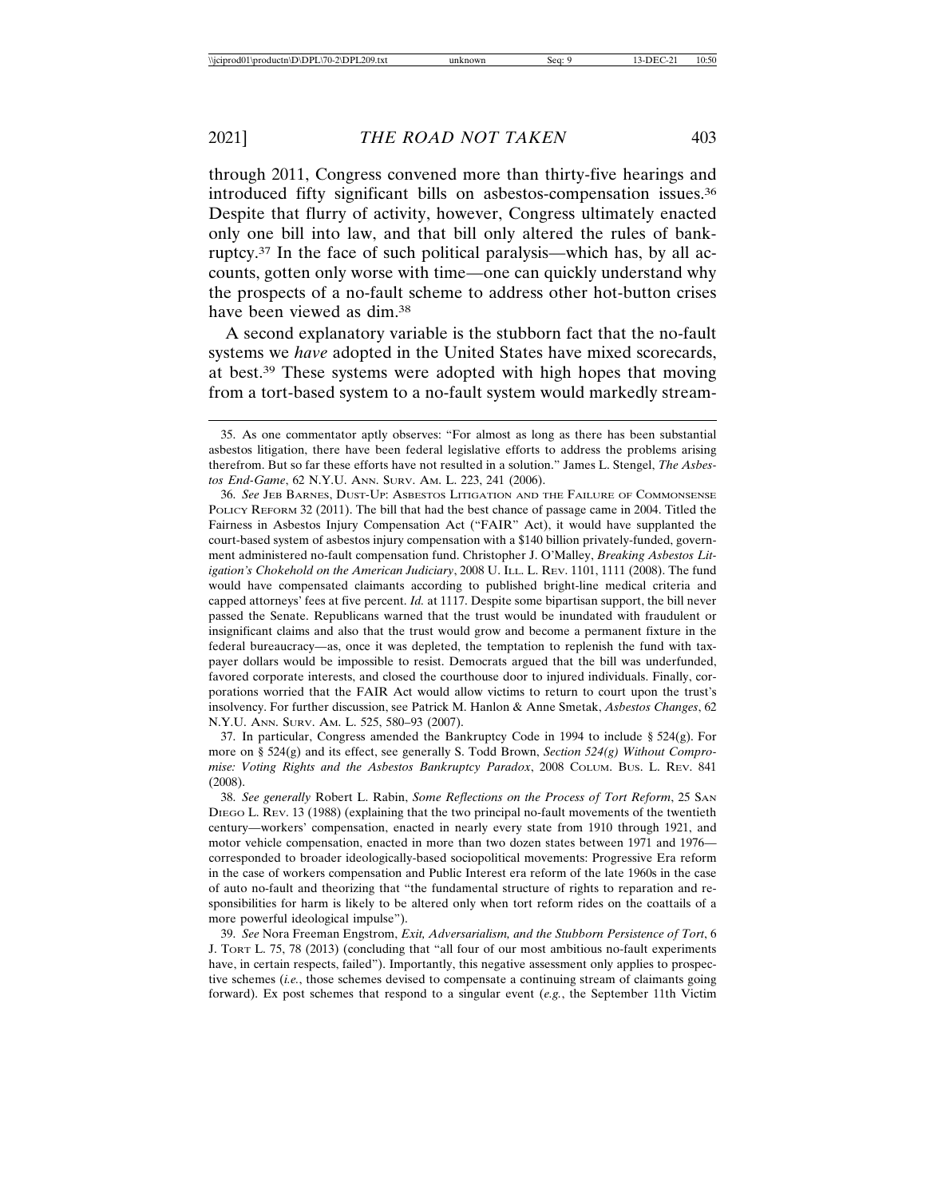through 2011, Congress convened more than thirty-five hearings and introduced fifty significant bills on asbestos-compensation issues.[36] Despite that flurry of activity, however, Congress ultimately enacted only one bill into law, and that bill only altered the rules of bankruptcy.[37] In the face of such political paralysis—which has, by all accounts, gotten only worse with time—one can quickly understand why the prospects of a no-fault scheme to address other hot-button crises have been viewed as dim.[38]

A second explanatory variable is the stubborn fact that the no-fault systems we *have* adopted in the United States have mixed scorecards, at best.[39] These systems were adopted with high hopes that moving from a tort-based system to a no-fault system would markedly stream-

35. As one commentator aptly observes: "For almost as long as there has been substantial asbestos litigation, there have been federal legislative efforts to address the problems arising therefrom. But so far these efforts have not resulted in a solution." James L. Stengel, *The Asbestos End-Game*, 62 N.Y.U. Ann. Surv. Am. L. 223, 241 (2006).

36. *See* Jeb Barnes, Dust-Up: Asbestos Litigation and the Failure of Commonsense Policy Reform 32 (2011). The bill that had the best chance of passage came in 2004. Titled the Fairness in Asbestos Injury Compensation Act ("FAIR" Act), it would have supplanted the court-based system of asbestos injury compensation with a $140 billion privately-funded, government administered no-fault compensation fund. Christopher J. O'Malley, *Breaking Asbestos Litigation's Chokehold on the American Judiciary*, 2008 U. Ill. L. Rev. 1101, 1111 (2008). The fund would have compensated claimants according to published bright-line medical criteria and capped attorneys' fees at five percent. *Id.* at 1117. Despite some bipartisan support, the bill never passed the Senate. Republicans warned that the trust would be inundated with fraudulent or insignificant claims and also that the trust would grow and become a permanent fixture in the federal bureaucracy—as, once it was depleted, the temptation to replenish the fund with taxpayer dollars would be impossible to resist. Democrats argued that the bill was underfunded, favored corporate interests, and closed the courthouse door to injured individuals. Finally, corporations worried that the FAIR Act would allow victims to return to court upon the trust's insolvency. For further discussion, see Patrick M. Hanlon & Anne Smetak, *Asbestos Changes*, 62 N.Y.U. Ann. Surv. Am. L. 525, 580–93 (2007).

37. In particular, Congress amended the Bankruptcy Code in 1994 to include § 524(g). For more on § 524(g) and its effect, see generally S. Todd Brown, *Section 524(g) Without Compromise: Voting Rights and the Asbestos Bankruptcy Paradox*, 2008 Colum. Bus. L. Rev. 841 (2008).

38. *See generally* Robert L. Rabin, *Some Reflections on the Process of Tort Reform*, 25 San Diego L. Rev. 13 (1988) (explaining that the two principal no-fault movements of the twentieth century—workers' compensation, enacted in nearly every state from 1910 through 1921, and motor vehicle compensation, enacted in more than two dozen states between 1971 and 1976—corresponded to broader ideologically-based sociopolitical movements: Progressive Era reform in the case of workers compensation and Public Interest era reform of the late 1960s in the case of auto no-fault and theorizing that "the fundamental structure of rights to reparation and responsibilities for harm is likely to be altered only when tort reform rides on the coattails of a more powerful ideological impulse").

39. *See* Nora Freeman Engstrom, *Exit, Adversarialism, and the Stubborn Persistence of Tort*, 6 J. Tort L. 75, 78 (2013) (concluding that "all four of our most ambitious no-fault experiments have, in certain respects, failed"). Importantly, this negative assessment only applies to prospective schemes (*i.e.*, those schemes devised to compensate a continuing stream of claimants going forward). Ex post schemes that respond to a singular event (*e.g.*, the September 11th Victim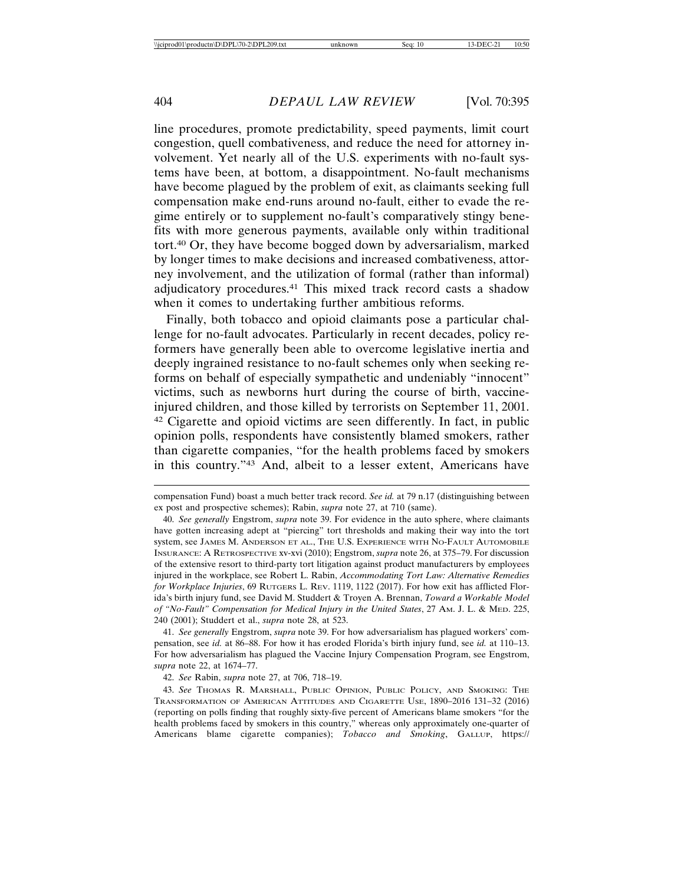line procedures, promote predictability, speed payments, limit court congestion, quell combativeness, and reduce the need for attorney involvement. Yet nearly all of the U.S. experiments with no-fault systems have been, at bottom, a disappointment. No-fault mechanisms have become plagued by the problem of exit, as claimants seeking full compensation make end-runs around no-fault, either to evade the regime entirely or to supplement no-fault's comparatively stingy benefits with more generous payments, available only within traditional tort.[40] Or, they have become bogged down by adversarialism, marked by longer times to make decisions and increased combativeness, attorney involvement, and the utilization of formal (rather than informal) adjudicatory procedures.[41] This mixed track record casts a shadow when it comes to undertaking further ambitious reforms.

Finally, both tobacco and opioid claimants pose a particular challenge for no-fault advocates. Particularly in recent decades, policy reformers have generally been able to overcome legislative inertia and deeply ingrained resistance to no-fault schemes only when seeking reforms on behalf of especially sympathetic and undeniably "innocent" victims, such as newborns hurt during the course of birth, vaccine-injured children, and those killed by terrorists on September 11, 2001.[42] Cigarette and opioid victims are seen differently. In fact, in public opinion polls, respondents have consistently blamed smokers, rather than cigarette companies, "for the health problems faced by smokers in this country."[43] And, albeit to a lesser extent, Americans have

---

compensation Fund) boast a much better track record. *See id.* at 79 n.17 (distinguishing between ex post and prospective schemes); Rabin, *supra* note 27, at 710 (same).

40. *See generally* Engstrom, *supra* note 39. For evidence in the auto sphere, where claimants have gotten increasing adept at "piercing" tort thresholds and making their way into the tort system, see JAMES M. ANDERSON ET AL., THE U.S. EXPERIENCE WITH NO-FAULT AUTOMOBILE INSURANCE: A RETROSPECTIVE xv-xvi (2010); Engstrom, *supra* note 26, at 375–79. For discussion of the extensive resort to third-party tort litigation against product manufacturers by employees injured in the workplace, see Robert L. Rabin, *Accommodating Tort Law: Alternative Remedies for Workplace Injuries*, 69 RUTGERS L. REV. 1119, 1122 (2017). For how exit has afflicted Florida's birth injury fund, see David M. Studdert & Troyen A. Brennan, *Toward a Workable Model of "No-Fault" Compensation for Medical Injury in the United States*, 27 AM. J. L. & MED. 225, 240 (2001); Studdert et al., *supra* note 28, at 523.

41. *See generally* Engstrom, *supra* note 39. For how adversarialism has plagued workers' compensation, see *id.* at 86–88. For how it has eroded Florida's birth injury fund, see *id.* at 110–13. For how adversarialism has plagued the Vaccine Injury Compensation Program, see Engstrom, *supra* note 22, at 1674–77.

42. *See* Rabin, *supra* note 27, at 706, 718–19.

43. *See* THOMAS R. MARSHALL, PUBLIC OPINION, PUBLIC POLICY, AND SMOKING: THE TRANSFORMATION OF AMERICAN ATTITUDES AND CIGARETTE USE, 1890–2016 131–32 (2016) (reporting on polls finding that roughly sixty-five percent of Americans blame smokers "for the health problems faced by smokers in this country," whereas only approximately one-quarter of Americans blame cigarette companies); *Tobacco and Smoking*, GALLUP, https://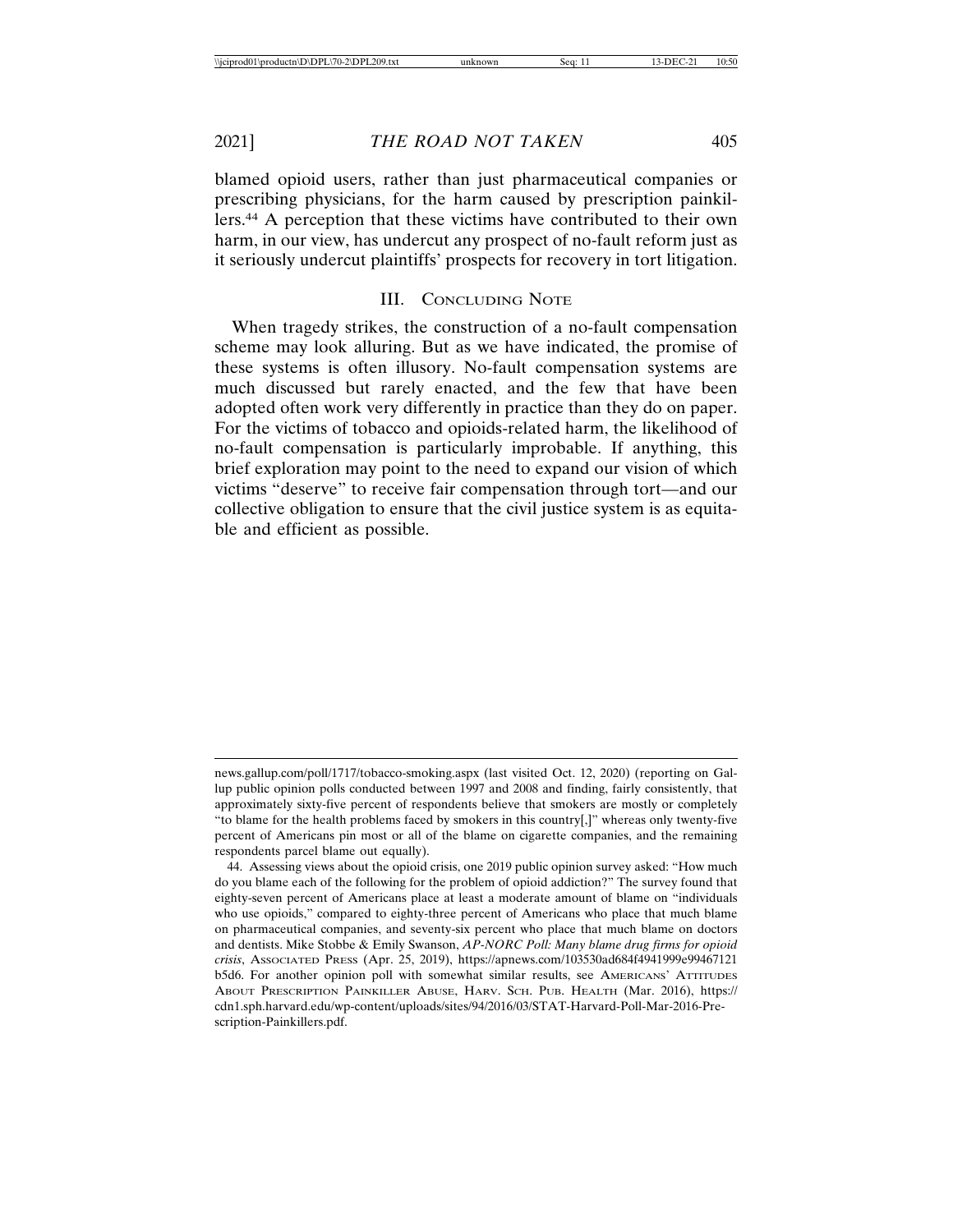blamed opioid users, rather than just pharmaceutical companies or prescribing physicians, for the harm caused by prescription painkillers.[44] A perception that these victims have contributed to their own harm, in our view, has undercut any prospect of no-fault reform just as it seriously undercut plaintiffs' prospects for recovery in tort litigation.

## III. Concluding Note

When tragedy strikes, the construction of a no-fault compensation scheme may look alluring. But as we have indicated, the promise of these systems is often illusory. No-fault compensation systems are much discussed but rarely enacted, and the few that have been adopted often work very differently in practice than they do on paper. For the victims of tobacco and opioids-related harm, the likelihood of no-fault compensation is particularly improbable. If anything, this brief exploration may point to the need to expand our vision of which victims "deserve" to receive fair compensation through tort—and our collective obligation to ensure that the civil justice system is as equitable and efficient as possible.

---

news.gallup.com/poll/1717/tobacco-smoking.aspx (last visited Oct. 12, 2020) (reporting on Gallup public opinion polls conducted between 1997 and 2008 and finding, fairly consistently, that approximately sixty-five percent of respondents believe that smokers are mostly or completely "to blame for the health problems faced by smokers in this country[,]" whereas only twenty-five percent of Americans pin most or all of the blame on cigarette companies, and the remaining respondents parcel blame out equally).

44. Assessing views about the opioid crisis, one 2019 public opinion survey asked: "How much do you blame each of the following for the problem of opioid addiction?" The survey found that eighty-seven percent of Americans place at least a moderate amount of blame on "individuals who use opioids," compared to eighty-three percent of Americans who place that much blame on pharmaceutical companies, and seventy-six percent who place that much blame on doctors and dentists. Mike Stobbe & Emily Swanson, *AP-NORC Poll: Many blame drug firms for opioid crisis*, Associated Press (Apr. 25, 2019), https://apnews.com/103530ad684f4941999e99467121b5d6. For another opinion poll with somewhat similar results, see Americans' Attitudes About Prescription Painkiller Abuse, Harv. Sch. Pub. Health (Mar. 2016), https://cdn1.sph.harvard.edu/wp-content/uploads/sites/94/2016/03/STAT-Harvard-Poll-Mar-2016-Prescription-Painkillers.pdf.